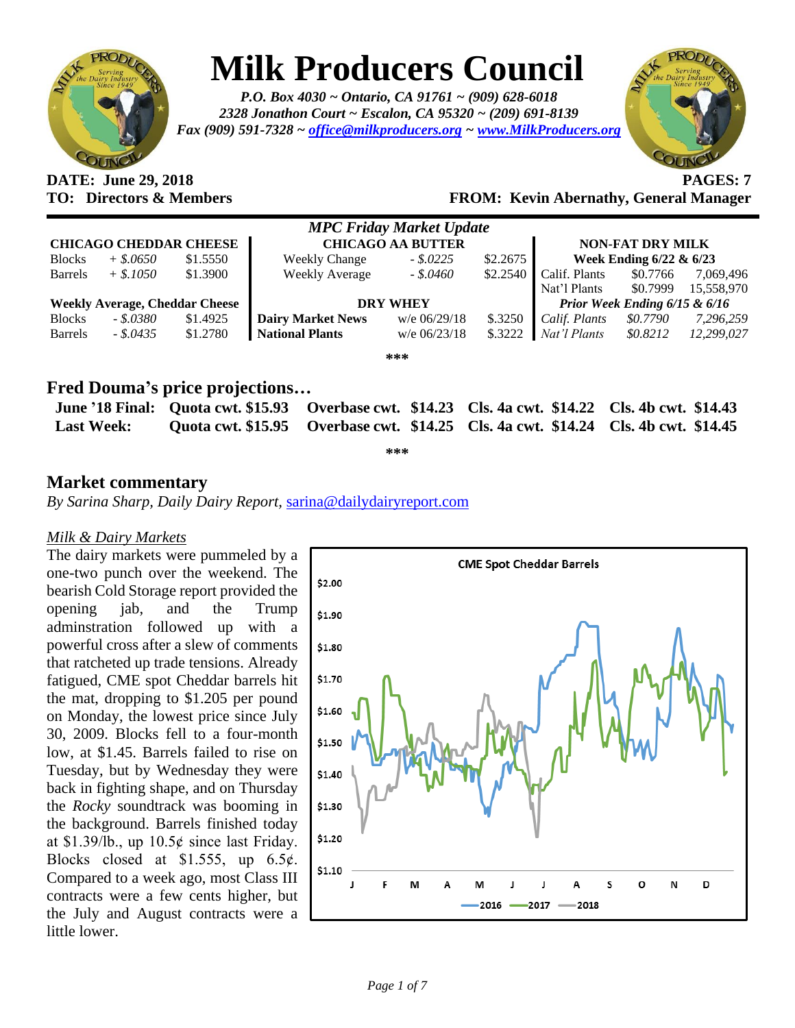# Milk Producers Council

*P.O. Box 4030 ~ Ontario, CA 91761 ~ (909) 628-6018*
*2328 Jonathon Court ~ Escalon, CA 95320 ~ (209) 691-8139*
*Fax (909) 591-7328 ~ office@milkproducers.org ~ www.MilkProducers.org*

**DATE: June 29, 2018** **PAGES: 7**

**TO: Directors & Members** **FROM: Kevin Abernathy, General Manager**

*MPC Friday Market Update*

| CHICAGO CHEDDAR CHEESE | | | CHICAGO AA BUTTER | | | NON-FAT DRY MILK | | |
|---|---|---|---|---|---|---|---|---|
| Blocks | *+ $.0650* | $1.5550 | Weekly Change | *- $.0225* | $2.2675 | **Week Ending 6/22 & 6/23** | | |
| Barrels | *+ $.1050* | $1.3900 | Weekly Average | *- $.0460* | $2.2540 | Calif. Plants | $0.7766 | 7,069,496 |
| | | | | | | Nat'l Plants | $0.7999 | 15,558,970 |
| **Weekly Average, Cheddar Cheese** | | | **DRY WHEY** | | | ***Prior Week Ending 6/15 & 6/16*** | | |
| Blocks | *- $.0380* | $1.4925 | **Dairy Market News** | w/e 06/29/18 | $.3250 | *Calif. Plants* | *$0.7790* | *7,296,259* |
| Barrels | *- $.0435* | $1.2780 | **National Plants** | w/e 06/23/18 | $.3222 | *Nat'l Plants* | *$0.8212* | *12,299,027* |

\*\*\*

## Fred Douma's price projections…

| | | | | |
|---|---|---|---|---|
| **June '18 Final:** | **Quota cwt. $15.93** | **Overbase cwt. $14.23** | **Cls. 4a cwt. $14.22** | **Cls. 4b cwt. $14.43** |
| **Last Week:** | **Quota cwt. $15.95** | **Overbase cwt. $14.25** | **Cls. 4a cwt. $14.24** | **Cls. 4b cwt. $14.45** |

\*\*\*

## Market commentary

*By Sarina Sharp, Daily Dairy Report,* sarina@dailydairyreport.com

### *Milk & Dairy Markets*

The dairy markets were pummeled by a one-two punch over the weekend. The bearish Cold Storage report provided the opening jab, and the Trump adminstration followed up with a powerful cross after a slew of comments that ratcheted up trade tensions. Already fatigued, CME spot Cheddar barrels hit the mat, dropping to $1.205 per pound on Monday, the lowest price since July 30, 2009. Blocks fell to a four-month low, at $1.45. Barrels failed to rise on Tuesday, but by Wednesday they were back in fighting shape, and on Thursday the *Rocky* soundtrack was booming in the background. Barrels finished today at $1.39/lb., up 10.5¢ since last Friday. Blocks closed at $1.555, up 6.5¢. Compared to a week ago, most Class III contracts were a few cents higher, but the July and August contracts were a little lower.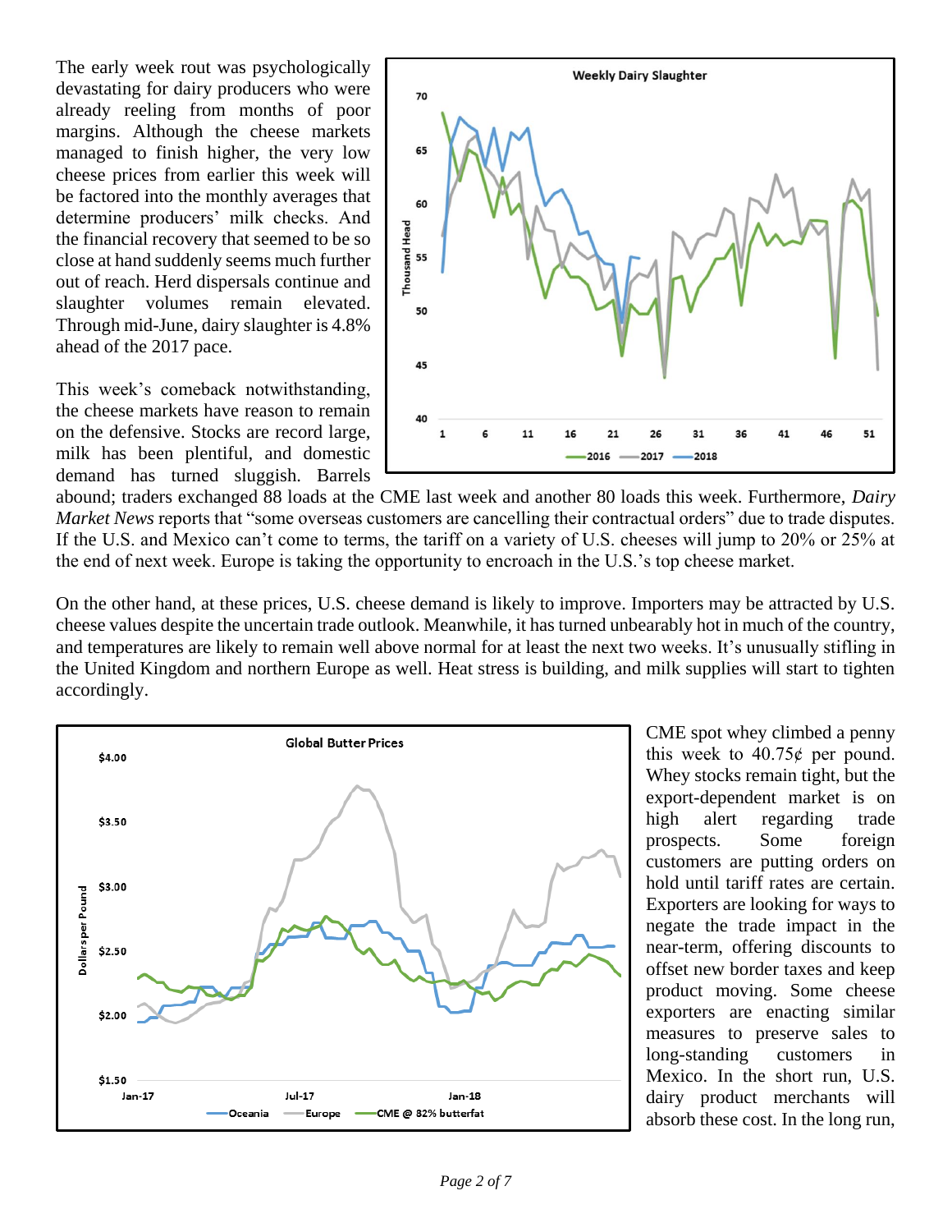The early week rout was psychologically devastating for dairy producers who were already reeling from months of poor margins. Although the cheese markets managed to finish higher, the very low cheese prices from earlier this week will be factored into the monthly averages that determine producers' milk checks. And the financial recovery that seemed to be so close at hand suddenly seems much further out of reach. Herd dispersals continue and slaughter volumes remain elevated. Through mid-June, dairy slaughter is 4.8% ahead of the 2017 pace.

This week's comeback notwithstanding, the cheese markets have reason to remain on the defensive. Stocks are record large, milk has been plentiful, and domestic demand has turned sluggish. Barrels abound; traders exchanged 88 loads at the CME last week and another 80 loads this week. Furthermore, *Dairy Market News* reports that "some overseas customers are cancelling their contractual orders" due to trade disputes. If the U.S. and Mexico can't come to terms, the tariff on a variety of U.S. cheeses will jump to 20% or 25% at the end of next week. Europe is taking the opportunity to encroach in the U.S.'s top cheese market.

On the other hand, at these prices, U.S. cheese demand is likely to improve. Importers may be attracted by U.S. cheese values despite the uncertain trade outlook. Meanwhile, it has turned unbearably hot in much of the country, and temperatures are likely to remain well above normal for at least the next two weeks. It's unusually stifling in the United Kingdom and northern Europe as well. Heat stress is building, and milk supplies will start to tighten accordingly.

CME spot whey climbed a penny this week to 40.75¢ per pound. Whey stocks remain tight, but the export-dependent market is on high alert regarding trade prospects. Some foreign customers are putting orders on hold until tariff rates are certain. Exporters are looking for ways to negate the trade impact in the near-term, offering discounts to offset new border taxes and keep product moving. Some cheese exporters are enacting similar measures to preserve sales to long-standing customers in Mexico. In the short run, U.S. dairy product merchants will absorb these cost. In the long run,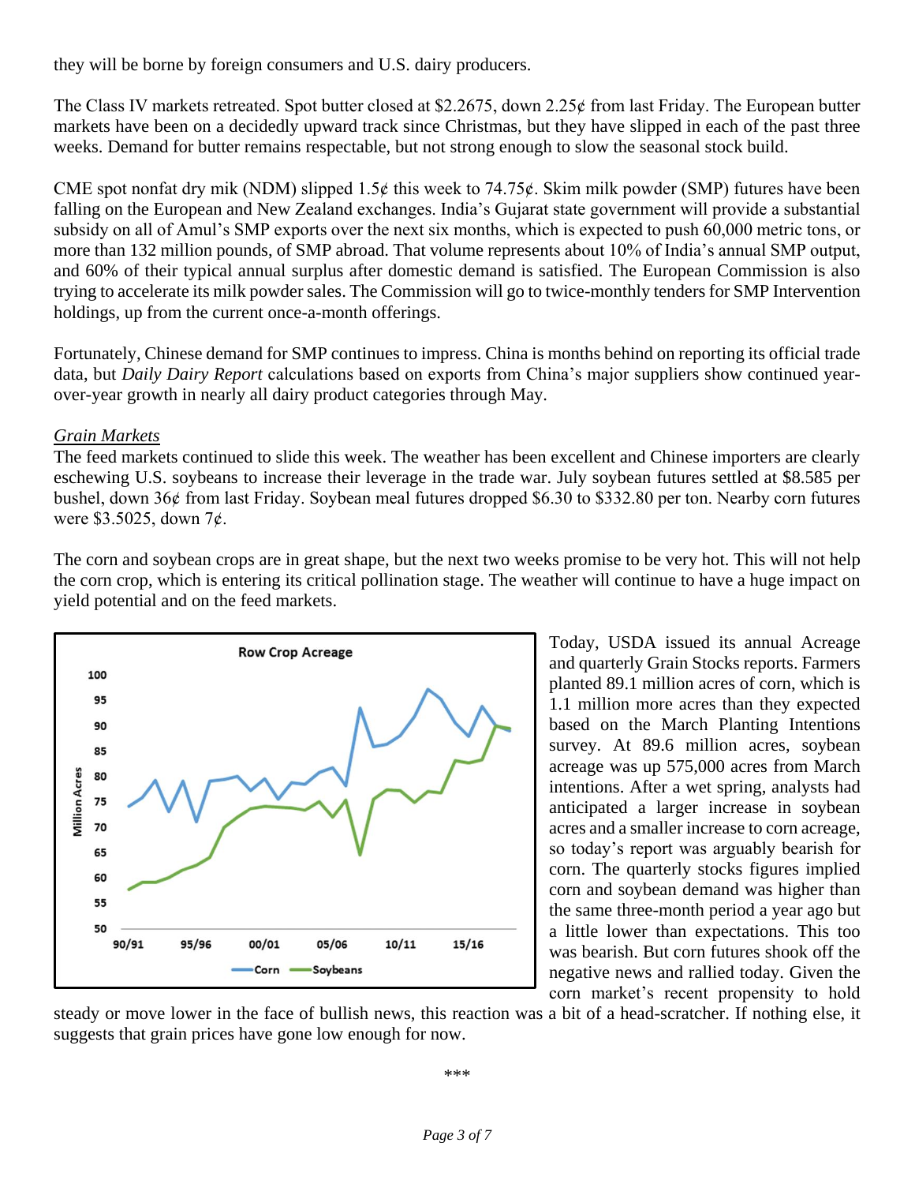they will be borne by foreign consumers and U.S. dairy producers.

The Class IV markets retreated. Spot butter closed at $2.2675, down 2.25¢ from last Friday. The European butter markets have been on a decidedly upward track since Christmas, but they have slipped in each of the past three weeks. Demand for butter remains respectable, but not strong enough to slow the seasonal stock build.

CME spot nonfat dry mik (NDM) slipped 1.5¢ this week to 74.75¢. Skim milk powder (SMP) futures have been falling on the European and New Zealand exchanges. India's Gujarat state government will provide a substantial subsidy on all of Amul's SMP exports over the next six months, which is expected to push 60,000 metric tons, or more than 132 million pounds, of SMP abroad. That volume represents about 10% of India's annual SMP output, and 60% of their typical annual surplus after domestic demand is satisfied. The European Commission is also trying to accelerate its milk powder sales. The Commission will go to twice-monthly tenders for SMP Intervention holdings, up from the current once-a-month offerings.

Fortunately, Chinese demand for SMP continues to impress. China is months behind on reporting its official trade data, but *Daily Dairy Report* calculations based on exports from China's major suppliers show continued year-over-year growth in nearly all dairy product categories through May.

*Grain Markets*

The feed markets continued to slide this week. The weather has been excellent and Chinese importers are clearly eschewing U.S. soybeans to increase their leverage in the trade war. July soybean futures settled at $8.585 per bushel, down 36¢ from last Friday. Soybean meal futures dropped $6.30 to $332.80 per ton. Nearby corn futures were $3.5025, down 7¢.

The corn and soybean crops are in great shape, but the next two weeks promise to be very hot. This will not help the corn crop, which is entering its critical pollination stage. The weather will continue to have a huge impact on yield potential and on the feed markets.

Today, USDA issued its annual Acreage and quarterly Grain Stocks reports. Farmers planted 89.1 million acres of corn, which is 1.1 million more acres than they expected based on the March Planting Intentions survey. At 89.6 million acres, soybean acreage was up 575,000 acres from March intentions. After a wet spring, analysts had anticipated a larger increase in soybean acres and a smaller increase to corn acreage, so today's report was arguably bearish for corn. The quarterly stocks figures implied corn and soybean demand was higher than the same three-month period a year ago but a little lower than expectations. This too was bearish. But corn futures shook off the negative news and rallied today. Given the corn market's recent propensity to hold steady or move lower in the face of bullish news, this reaction was a bit of a head-scratcher. If nothing else, it suggests that grain prices have gone low enough for now.

\*\*\*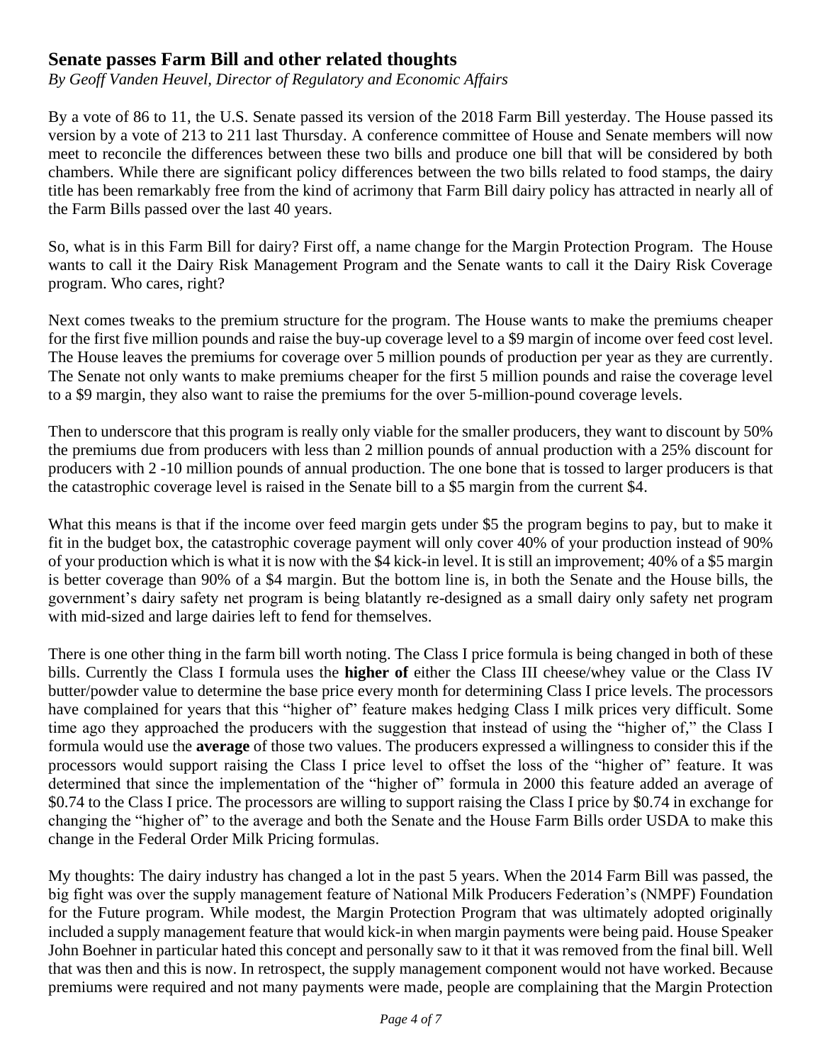## Senate passes Farm Bill and other related thoughts

*By Geoff Vanden Heuvel, Director of Regulatory and Economic Affairs*

By a vote of 86 to 11, the U.S. Senate passed its version of the 2018 Farm Bill yesterday. The House passed its version by a vote of 213 to 211 last Thursday. A conference committee of House and Senate members will now meet to reconcile the differences between these two bills and produce one bill that will be considered by both chambers. While there are significant policy differences between the two bills related to food stamps, the dairy title has been remarkably free from the kind of acrimony that Farm Bill dairy policy has attracted in nearly all of the Farm Bills passed over the last 40 years.

So, what is in this Farm Bill for dairy? First off, a name change for the Margin Protection Program. The House wants to call it the Dairy Risk Management Program and the Senate wants to call it the Dairy Risk Coverage program. Who cares, right?

Next comes tweaks to the premium structure for the program. The House wants to make the premiums cheaper for the first five million pounds and raise the buy-up coverage level to a $9 margin of income over feed cost level. The House leaves the premiums for coverage over 5 million pounds of production per year as they are currently. The Senate not only wants to make premiums cheaper for the first 5 million pounds and raise the coverage level to a $9 margin, they also want to raise the premiums for the over 5-million-pound coverage levels.

Then to underscore that this program is really only viable for the smaller producers, they want to discount by 50% the premiums due from producers with less than 2 million pounds of annual production with a 25% discount for producers with 2 -10 million pounds of annual production. The one bone that is tossed to larger producers is that the catastrophic coverage level is raised in the Senate bill to a $5 margin from the current $4.

What this means is that if the income over feed margin gets under $5 the program begins to pay, but to make it fit in the budget box, the catastrophic coverage payment will only cover 40% of your production instead of 90% of your production which is what it is now with the $4 kick-in level. It is still an improvement; 40% of a $5 margin is better coverage than 90% of a $4 margin. But the bottom line is, in both the Senate and the House bills, the government's dairy safety net program is being blatantly re-designed as a small dairy only safety net program with mid-sized and large dairies left to fend for themselves.

There is one other thing in the farm bill worth noting. The Class I price formula is being changed in both of these bills. Currently the Class I formula uses the **higher of** either the Class III cheese/whey value or the Class IV butter/powder value to determine the base price every month for determining Class I price levels. The processors have complained for years that this "higher of" feature makes hedging Class I milk prices very difficult. Some time ago they approached the producers with the suggestion that instead of using the "higher of," the Class I formula would use the **average** of those two values. The producers expressed a willingness to consider this if the processors would support raising the Class I price level to offset the loss of the "higher of" feature. It was determined that since the implementation of the "higher of" formula in 2000 this feature added an average of $0.74 to the Class I price. The processors are willing to support raising the Class I price by $0.74 in exchange for changing the "higher of" to the average and both the Senate and the House Farm Bills order USDA to make this change in the Federal Order Milk Pricing formulas.

My thoughts: The dairy industry has changed a lot in the past 5 years. When the 2014 Farm Bill was passed, the big fight was over the supply management feature of National Milk Producers Federation's (NMPF) Foundation for the Future program. While modest, the Margin Protection Program that was ultimately adopted originally included a supply management feature that would kick-in when margin payments were being paid. House Speaker John Boehner in particular hated this concept and personally saw to it that it was removed from the final bill. Well that was then and this is now. In retrospect, the supply management component would not have worked. Because premiums were required and not many payments were made, people are complaining that the Margin Protection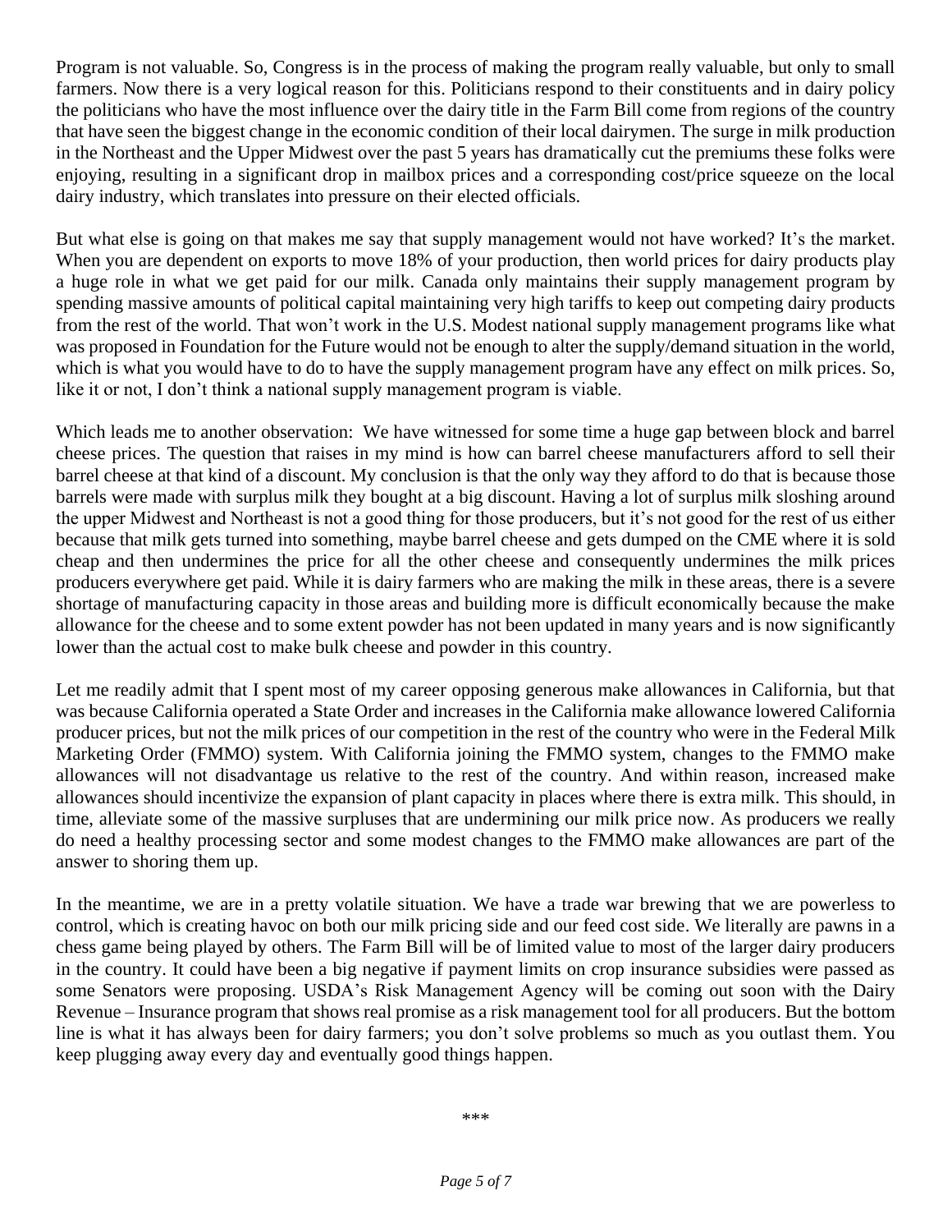Program is not valuable. So, Congress is in the process of making the program really valuable, but only to small farmers. Now there is a very logical reason for this. Politicians respond to their constituents and in dairy policy the politicians who have the most influence over the dairy title in the Farm Bill come from regions of the country that have seen the biggest change in the economic condition of their local dairymen. The surge in milk production in the Northeast and the Upper Midwest over the past 5 years has dramatically cut the premiums these folks were enjoying, resulting in a significant drop in mailbox prices and a corresponding cost/price squeeze on the local dairy industry, which translates into pressure on their elected officials.

But what else is going on that makes me say that supply management would not have worked? It's the market. When you are dependent on exports to move 18% of your production, then world prices for dairy products play a huge role in what we get paid for our milk. Canada only maintains their supply management program by spending massive amounts of political capital maintaining very high tariffs to keep out competing dairy products from the rest of the world. That won't work in the U.S. Modest national supply management programs like what was proposed in Foundation for the Future would not be enough to alter the supply/demand situation in the world, which is what you would have to do to have the supply management program have any effect on milk prices. So, like it or not, I don't think a national supply management program is viable.

Which leads me to another observation: We have witnessed for some time a huge gap between block and barrel cheese prices. The question that raises in my mind is how can barrel cheese manufacturers afford to sell their barrel cheese at that kind of a discount. My conclusion is that the only way they afford to do that is because those barrels were made with surplus milk they bought at a big discount. Having a lot of surplus milk sloshing around the upper Midwest and Northeast is not a good thing for those producers, but it's not good for the rest of us either because that milk gets turned into something, maybe barrel cheese and gets dumped on the CME where it is sold cheap and then undermines the price for all the other cheese and consequently undermines the milk prices producers everywhere get paid. While it is dairy farmers who are making the milk in these areas, there is a severe shortage of manufacturing capacity in those areas and building more is difficult economically because the make allowance for the cheese and to some extent powder has not been updated in many years and is now significantly lower than the actual cost to make bulk cheese and powder in this country.

Let me readily admit that I spent most of my career opposing generous make allowances in California, but that was because California operated a State Order and increases in the California make allowance lowered California producer prices, but not the milk prices of our competition in the rest of the country who were in the Federal Milk Marketing Order (FMMO) system. With California joining the FMMO system, changes to the FMMO make allowances will not disadvantage us relative to the rest of the country. And within reason, increased make allowances should incentivize the expansion of plant capacity in places where there is extra milk. This should, in time, alleviate some of the massive surpluses that are undermining our milk price now. As producers we really do need a healthy processing sector and some modest changes to the FMMO make allowances are part of the answer to shoring them up.

In the meantime, we are in a pretty volatile situation. We have a trade war brewing that we are powerless to control, which is creating havoc on both our milk pricing side and our feed cost side. We literally are pawns in a chess game being played by others. The Farm Bill will be of limited value to most of the larger dairy producers in the country. It could have been a big negative if payment limits on crop insurance subsidies were passed as some Senators were proposing. USDA's Risk Management Agency will be coming out soon with the Dairy Revenue – Insurance program that shows real promise as a risk management tool for all producers. But the bottom line is what it has always been for dairy farmers; you don't solve problems so much as you outlast them. You keep plugging away every day and eventually good things happen.

***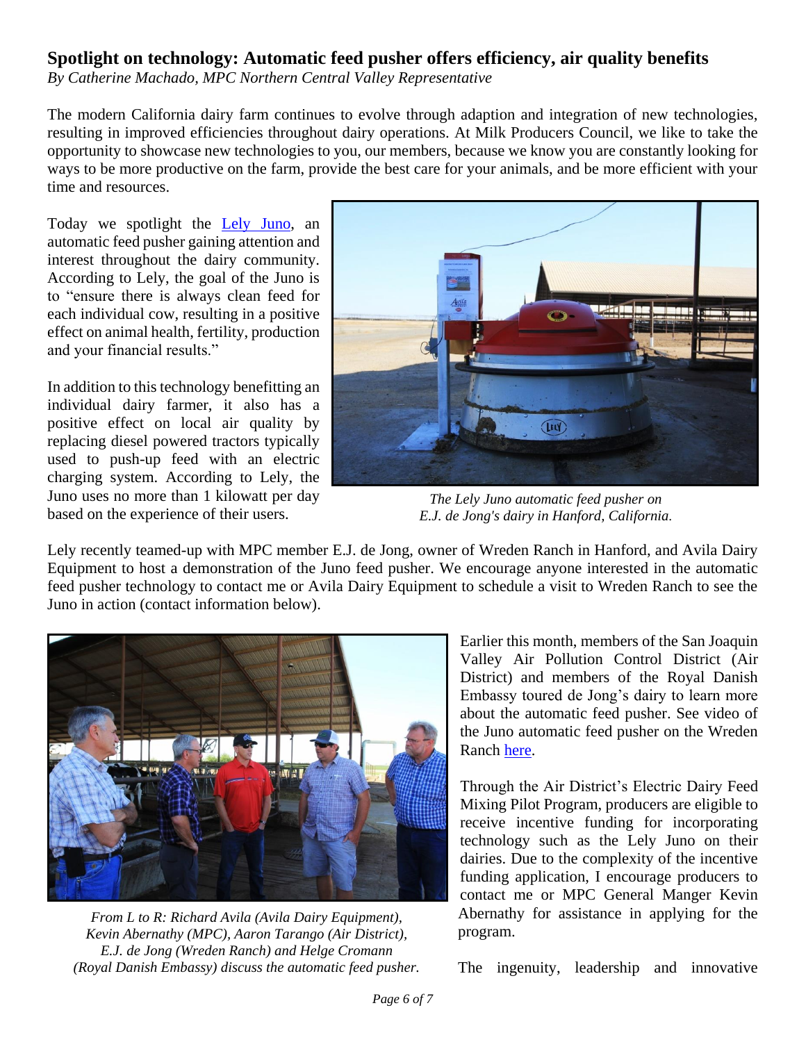## Spotlight on technology: Automatic feed pusher offers efficiency, air quality benefits

*By Catherine Machado, MPC Northern Central Valley Representative*

The modern California dairy farm continues to evolve through adaption and integration of new technologies, resulting in improved efficiencies throughout dairy operations. At Milk Producers Council, we like to take the opportunity to showcase new technologies to you, our members, because we know you are constantly looking for ways to be more productive on the farm, provide the best care for your animals, and be more efficient with your time and resources.

Today we spotlight the Lely Juno, an automatic feed pusher gaining attention and interest throughout the dairy community. According to Lely, the goal of the Juno is to "ensure there is always clean feed for each individual cow, resulting in a positive effect on animal health, fertility, production and your financial results."

In addition to this technology benefitting an individual dairy farmer, it also has a positive effect on local air quality by replacing diesel powered tractors typically used to push-up feed with an electric charging system. According to Lely, the Juno uses no more than 1 kilowatt per day based on the experience of their users.

*The Lely Juno automatic feed pusher on E.J. de Jong's dairy in Hanford, California.*

Lely recently teamed-up with MPC member E.J. de Jong, owner of Wreden Ranch in Hanford, and Avila Dairy Equipment to host a demonstration of the Juno feed pusher. We encourage anyone interested in the automatic feed pusher technology to contact me or Avila Dairy Equipment to schedule a visit to Wreden Ranch to see the Juno in action (contact information below).

*From L to R: Richard Avila (Avila Dairy Equipment), Kevin Abernathy (MPC), Aaron Tarango (Air District), E.J. de Jong (Wreden Ranch) and Helge Cromann (Royal Danish Embassy) discuss the automatic feed pusher.*

Earlier this month, members of the San Joaquin Valley Air Pollution Control District (Air District) and members of the Royal Danish Embassy toured de Jong's dairy to learn more about the automatic feed pusher. See video of the Juno automatic feed pusher on the Wreden Ranch here.

Through the Air District's Electric Dairy Feed Mixing Pilot Program, producers are eligible to receive incentive funding for incorporating technology such as the Lely Juno on their dairies. Due to the complexity of the incentive funding application, I encourage producers to contact me or MPC General Manger Kevin Abernathy for assistance in applying for the program.

The ingenuity, leadership and innovative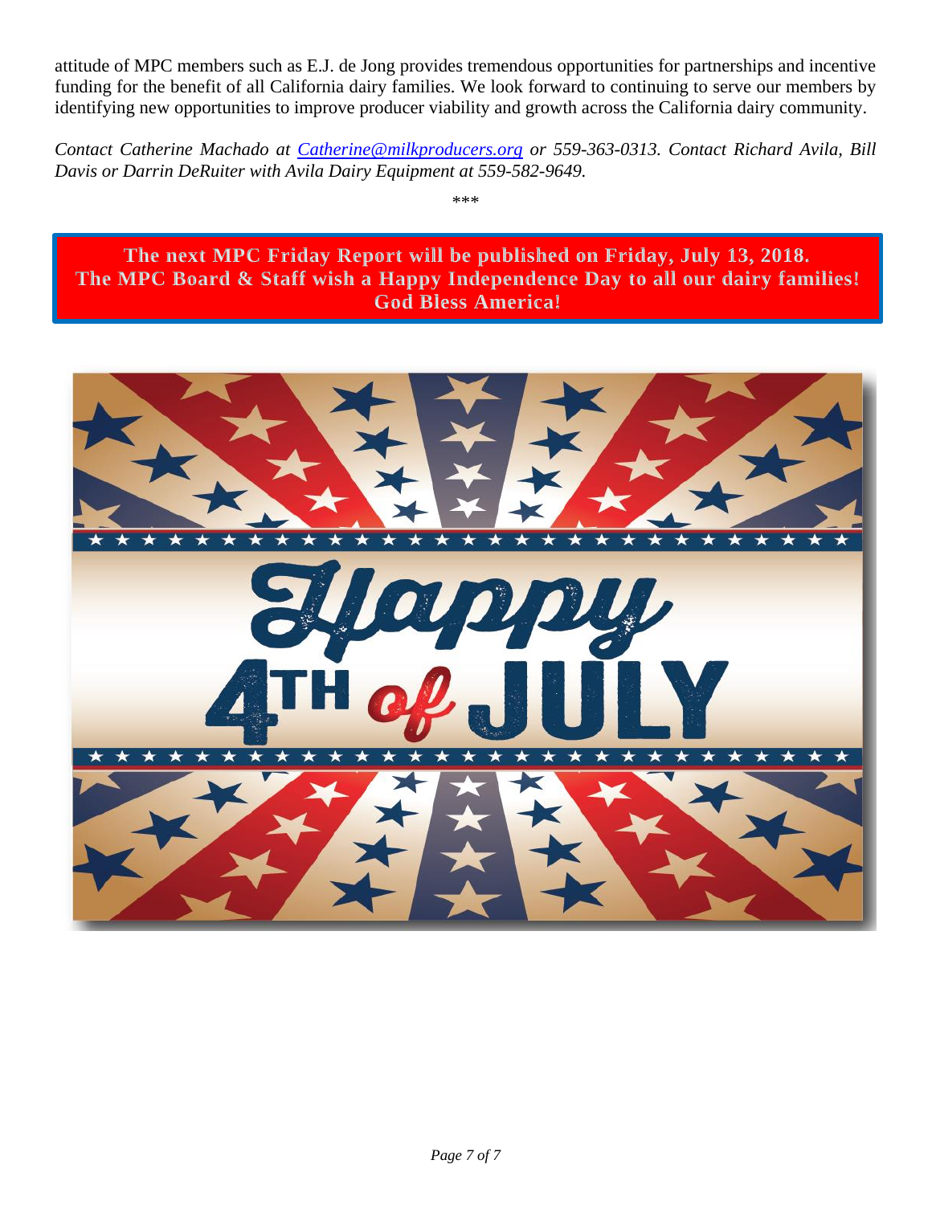attitude of MPC members such as E.J. de Jong provides tremendous opportunities for partnerships and incentive funding for the benefit of all California dairy families. We look forward to continuing to serve our members by identifying new opportunities to improve producer viability and growth across the California dairy community.

*Contact Catherine Machado at [Catherine@milkproducers.org](mailto:Catherine@milkproducers.org) or 559-363-0313. Contact Richard Avila, Bill Davis or Darrin DeRuiter with Avila Dairy Equipment at 559-582-9649.*

***

**The next MPC Friday Report will be published on Friday, July 13, 2018.**
**The MPC Board & Staff wish a Happy Independence Day to all our dairy families!**
**God Bless America!**